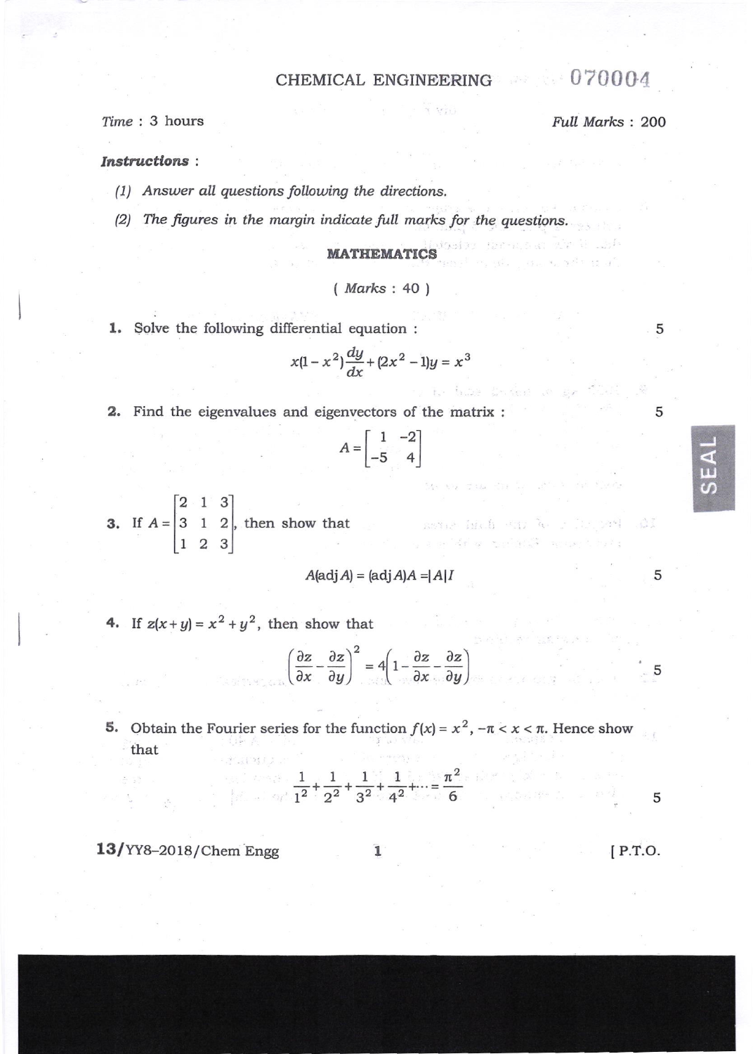# CHEMICAL ENGINEERING 070004

*Time* : 3 hours | *Full Marks* : 200

***Instructions*** :

*(1) Answer all questions following the directions.*

*(2) The figures in the margin indicate full marks for the questions.*

## MATHEMATICS

( *Marks* : 40 )

**1.** Solve the following differential equation : 5

$$x(1-x^2)\frac{dy}{dx}+(2x^2-1)y=x^3$$

**2.** Find the eigenvalues and eigenvectors of the matrix : 5

$$A=\begin{bmatrix} 1 & -2 \\ -5 & 4 \end{bmatrix}$$

**3.** If $A=\begin{bmatrix} 2 & 1 & 3 \\ 3 & 1 & 2 \\ 1 & 2 & 3 \end{bmatrix}$, then show that

$$A(\operatorname{adj} A)=(\operatorname{adj} A)A=|A|I$$

5

**4.** If $z(x+y)=x^2+y^2$, then show that

$$\left(\frac{\partial z}{\partial x}-\frac{\partial z}{\partial y}\right)^2=4\left(1-\frac{\partial z}{\partial x}-\frac{\partial z}{\partial y}\right)$$

5

**5.** Obtain the Fourier series for the function $f(x)=x^2$, $-\pi<x<\pi$. Hence show that

$$\frac{1}{1^2}+\frac{1}{2^2}+\frac{1}{3^2}+\frac{1}{4^2}+\cdots=\frac{\pi^2}{6}$$

5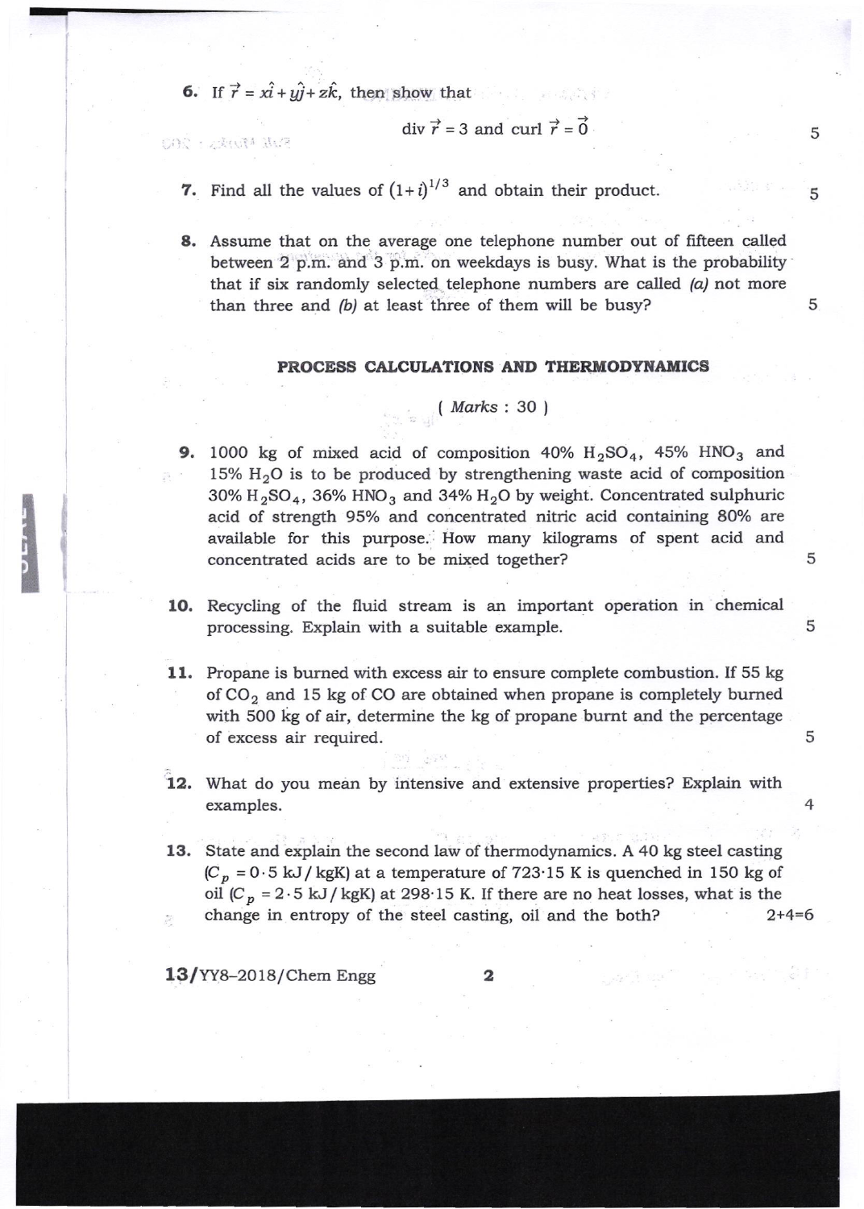6. If $\vec{r} = x\hat{i} + y\hat{j} + z\hat{k}$, then show that

$$\text{div } \vec{r} = 3 \text{ and curl } \vec{r} = \vec{0}$$

5

7. Find all the values of $(1+i)^{1/3}$ and obtain their product. 5

8. Assume that on the average one telephone number out of fifteen called between 2 p.m. and 3 p.m. on weekdays is busy. What is the probability that if six randomly selected telephone numbers are called *(a)* not more than three and *(b)* at least three of them will be busy? 5

## PROCESS CALCULATIONS AND THERMODYNAMICS

( *Marks* : 30 )

9. 1000 kg of mixed acid of composition 40% $H_2SO_4$, 45% $HNO_3$ and 15% $H_2O$ is to be produced by strengthening waste acid of composition 30% $H_2SO_4$, 36% $HNO_3$ and 34% $H_2O$ by weight. Concentrated sulphuric acid of strength 95% and concentrated nitric acid containing 80% are available for this purpose. How many kilograms of spent acid and concentrated acids are to be mixed together? 5

10. Recycling of the fluid stream is an important operation in chemical processing. Explain with a suitable example. 5

11. Propane is burned with excess air to ensure complete combustion. If 55 kg of $CO_2$ and 15 kg of CO are obtained when propane is completely burned with 500 kg of air, determine the kg of propane burnt and the percentage of excess air required. 5

12. What do you mean by intensive and extensive properties? Explain with examples. 4

13. State and explain the second law of thermodynamics. A 40 kg steel casting ($C_p = 0 \cdot 5$ kJ/kgK) at a temperature of 723·15 K is quenched in 150 kg of oil ($C_p = 2 \cdot 5$ kJ/kgK) at 298·15 K. If there are no heat losses, what is the change in entropy of the steel casting, oil and the both? 2+4=6

13/YY8–2018/Chem Engg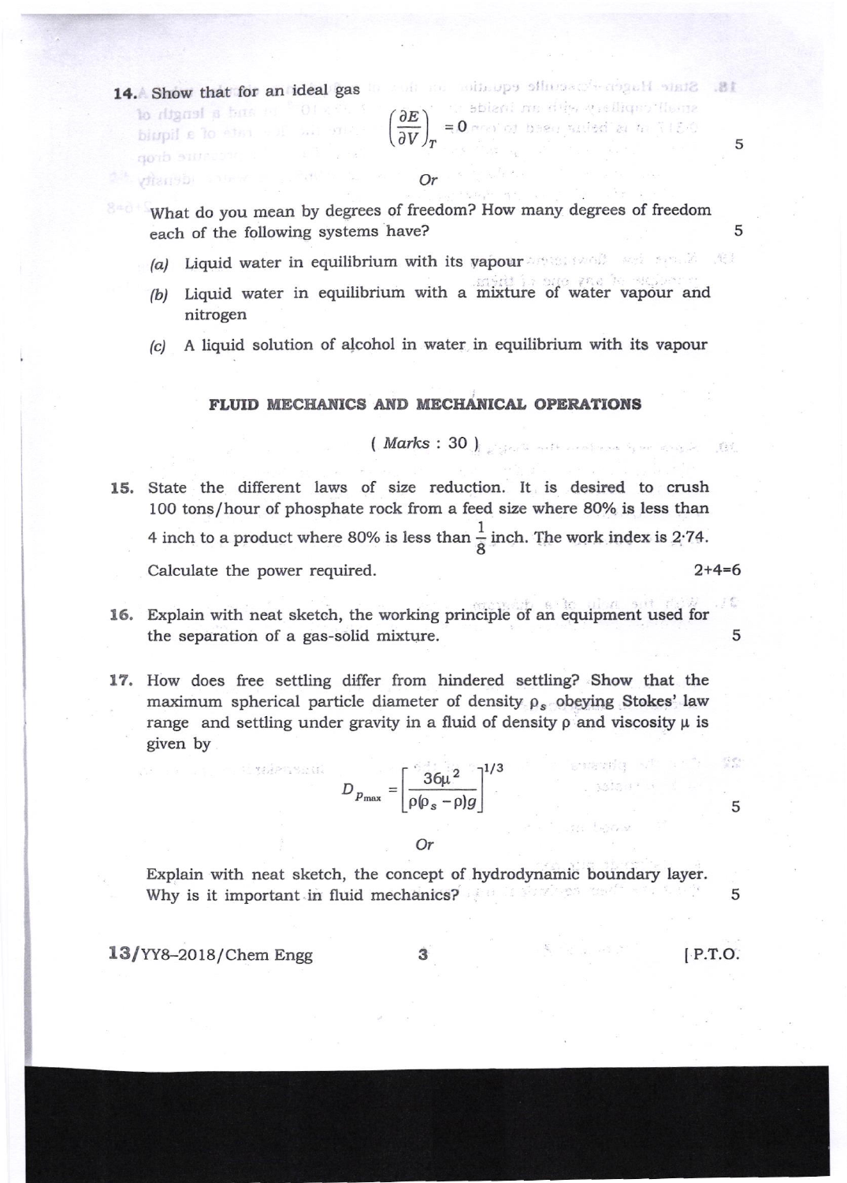14. Show that for an ideal gas

$$\left(\frac{\partial E}{\partial V}\right)_T = 0$$

5

*Or*

What do you mean by degrees of freedom? How many degrees of freedom each of the following systems have? 5

*(a)* Liquid water in equilibrium with its vapour

*(b)* Liquid water in equilibrium with a mixture of water vapour and nitrogen

*(c)* A liquid solution of alcohol in water in equilibrium with its vapour

## FLUID MECHANICS AND MECHANICAL OPERATIONS

( *Marks* : 30 )

15. State the different laws of size reduction. It is desired to crush 100 tons/hour of phosphate rock from a feed size where 80% is less than 4 inch to a product where 80% is less than $\frac{1}{8}$ inch. The work index is 2·74. Calculate the power required. 2+4=6

16. Explain with neat sketch, the working principle of an equipment used for the separation of a gas-solid mixture. 5

17. How does free settling differ from hindered settling? Show that the maximum spherical particle diameter of density $\rho_s$ obeying Stokes' law range and settling under gravity in a fluid of density $\rho$ and viscosity $\mu$ is given by

$$D_{p_{\max}} = \left[\frac{36\mu^2}{\rho(\rho_s - \rho)g}\right]^{1/3}$$

5

*Or*

Explain with neat sketch, the concept of hydrodynamic boundary layer. Why is it important in fluid mechanics? 5

13/YY8–2018/Chem Engg [ P.T.O.